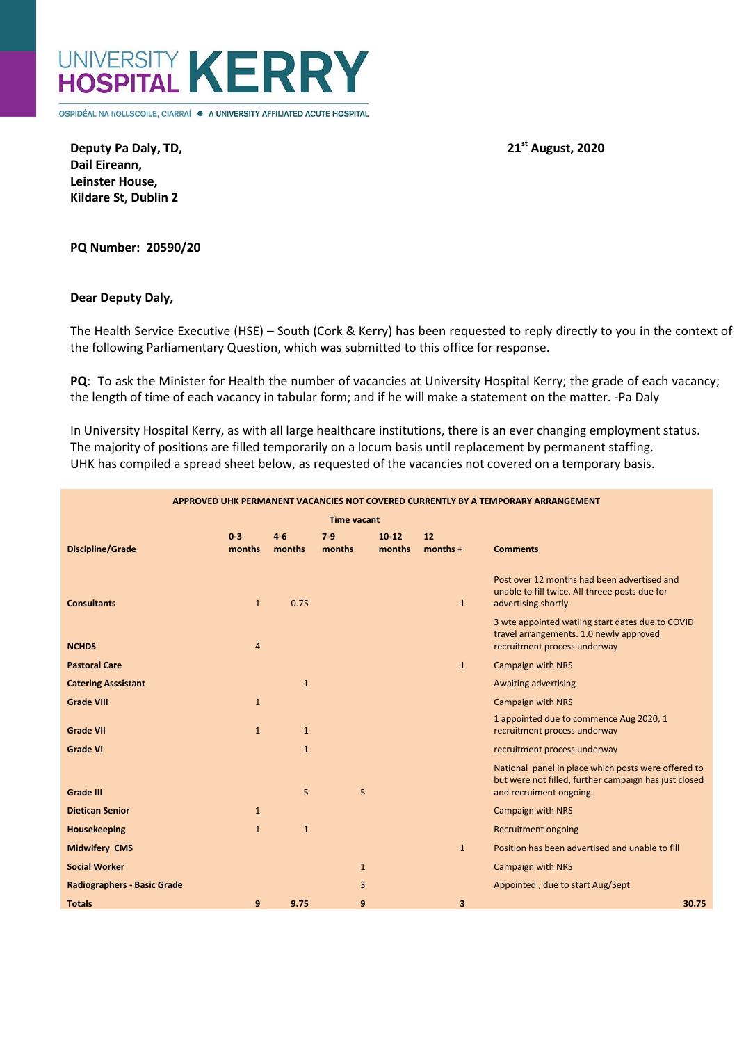# UNIVERSITY HOSPITAL KERRY

OSPIDÉAL NA hOLLSCOILE, CIARRAÍ ● A UNIVERSITY AFFILIATED ACUTE HOSPITAL

**Deputy Pa Daly, TD,**
**Dail Eireann,**
**Leinster House,**
**Kildare St, Dublin 2**

**21st August, 2020**

**PQ Number: 20590/20**

**Dear Deputy Daly,**

The Health Service Executive (HSE) – South (Cork & Kerry) has been requested to reply directly to you in the context of the following Parliamentary Question, which was submitted to this office for response.

**PQ**: To ask the Minister for Health the number of vacancies at University Hospital Kerry; the grade of each vacancy; the length of time of each vacancy in tabular form; and if he will make a statement on the matter. -Pa Daly

In University Hospital Kerry, as with all large healthcare institutions, there is an ever changing employment status. The majority of positions are filled temporarily on a locum basis until replacement by permanent staffing. UHK has compiled a spread sheet below, as requested of the vacancies not covered on a temporary basis.

**APPROVED UHK PERMANENT VACANCIES NOT COVERED CURRENTLY BY A TEMPORARY ARRANGEMENT**

| | Time vacant | | | | | |
|---|---|---|---|---|---|---|
| **Discipline/Grade** | **0-3 months** | **4-6 months** | **7-9 months** | **10-12 months** | **12 months +** | **Comments** |
| **Consultants** | 1 | 0.75 | | | 1 | Post over 12 months had been advertised and unable to fill twice. All threee posts due for advertising shortly |
| **NCHDS** | 4 | | | | | 3 wte appointed watiing start dates due to COVID travel arrangements. 1.0 newly approved recruitment process underway |
| **Pastoral Care** | | | | | 1 | Campaign with NRS |
| **Catering Asssistant** | | 1 | | | | Awaiting advertising |
| **Grade VIII** | 1 | | | | | Campaign with NRS |
| **Grade VII** | 1 | 1 | | | | 1 appointed due to commence Aug 2020, 1 recruitment process underway |
| **Grade VI** | | 1 | | | | recruitment process underway |
| **Grade III** | | 5 | 5 | | | National panel in place which posts were offered to but were not filled, further campaign has just closed and recruiment ongoing. |
| **Dietican Senior** | 1 | | | | | Campaign with NRS |
| **Housekeeping** | 1 | 1 | | | | Recruitment ongoing |
| **Midwifery CMS** | | | | | 1 | Position has been advertised and unable to fill |
| **Social Worker** | | | 1 | | | Campaign with NRS |
| **Radiographers - Basic Grade** | | | 3 | | | Appointed , due to start Aug/Sept |
| **Totals** | **9** | **9.75** | **9** | | **3** | **30.75** |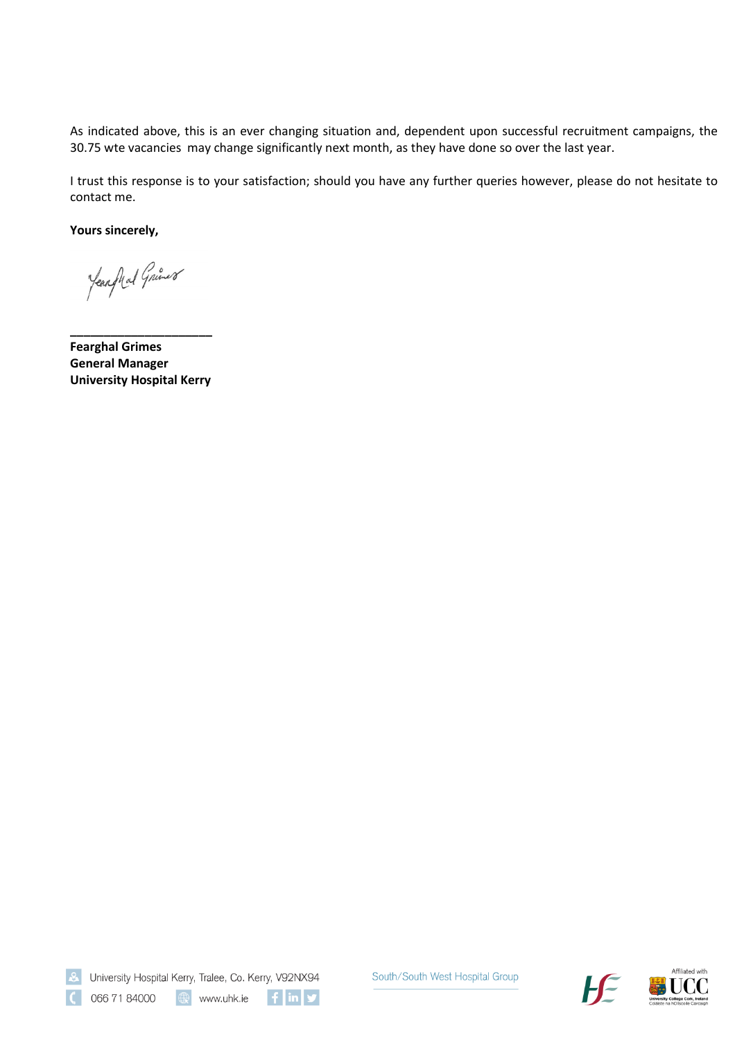As indicated above, this is an ever changing situation and, dependent upon successful recruitment campaigns, the 30.75 wte vacancies may change significantly next month, as they have done so over the last year.

I trust this response is to your satisfaction; should you have any further queries however, please do not hesitate to contact me.

**Yours sincerely,**

**Fearghal Grimes**
**General Manager**
**University Hospital Kerry**